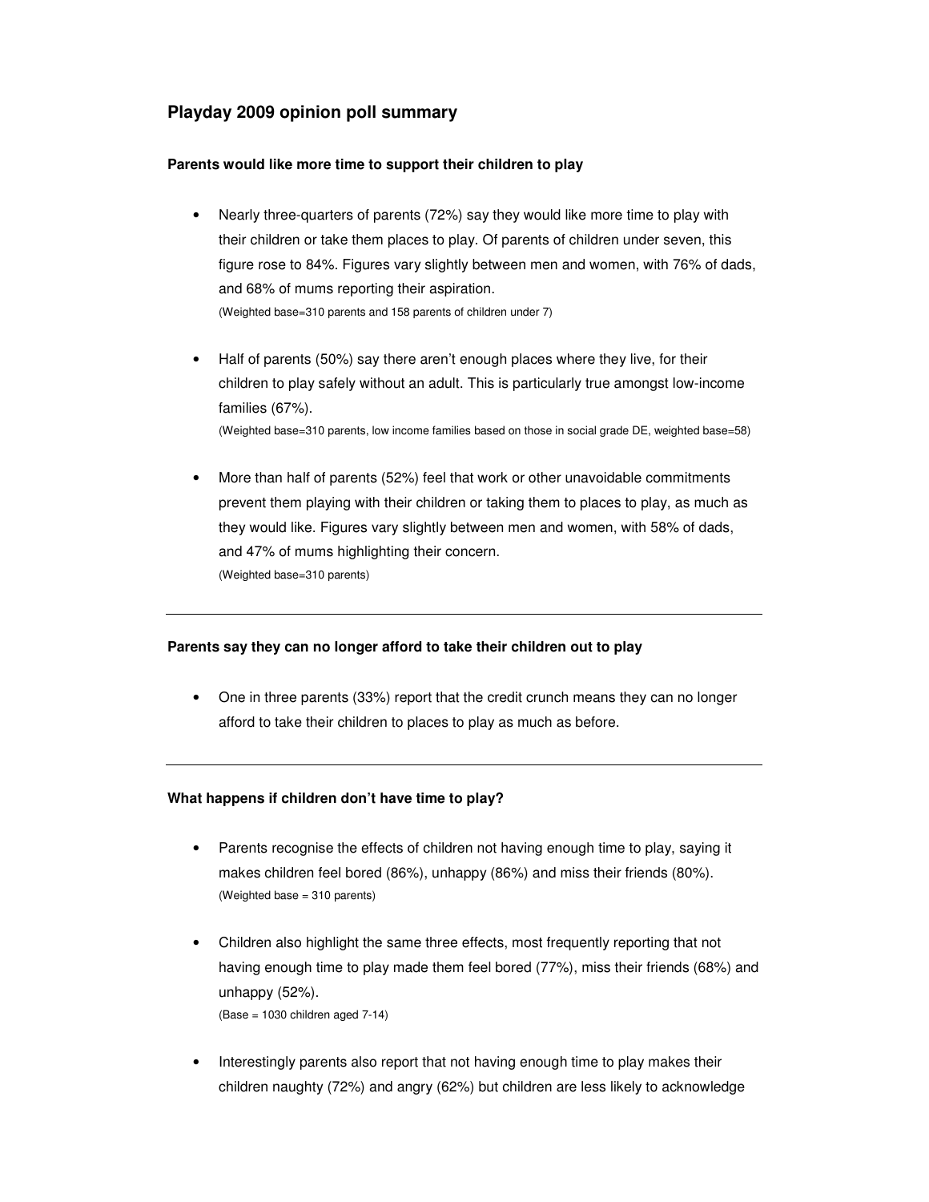# Playday 2009 opinion poll summary

**Parents would like more time to support their children to play**

- Nearly three-quarters of parents (72%) say they would like more time to play with their children or take them places to play. Of parents of children under seven, this figure rose to 84%. Figures vary slightly between men and women, with 76% of dads, and 68% of mums reporting their aspiration.
  (Weighted base=310 parents and 158 parents of children under 7)

- Half of parents (50%) say there aren't enough places where they live, for their children to play safely without an adult. This is particularly true amongst low-income families (67%).
  (Weighted base=310 parents, low income families based on those in social grade DE, weighted base=58)

- More than half of parents (52%) feel that work or other unavoidable commitments prevent them playing with their children or taking them to places to play, as much as they would like. Figures vary slightly between men and women, with 58% of dads, and 47% of mums highlighting their concern.
  (Weighted base=310 parents)

---

**Parents say they can no longer afford to take their children out to play**

- One in three parents (33%) report that the credit crunch means they can no longer afford to take their children to places to play as much as before.

---

**What happens if children don't have time to play?**

- Parents recognise the effects of children not having enough time to play, saying it makes children feel bored (86%), unhappy (86%) and miss their friends (80%).
  (Weighted base = 310 parents)

- Children also highlight the same three effects, most frequently reporting that not having enough time to play made them feel bored (77%), miss their friends (68%) and unhappy (52%).
  (Base = 1030 children aged 7-14)

- Interestingly parents also report that not having enough time to play makes their children naughty (72%) and angry (62%) but children are less likely to acknowledge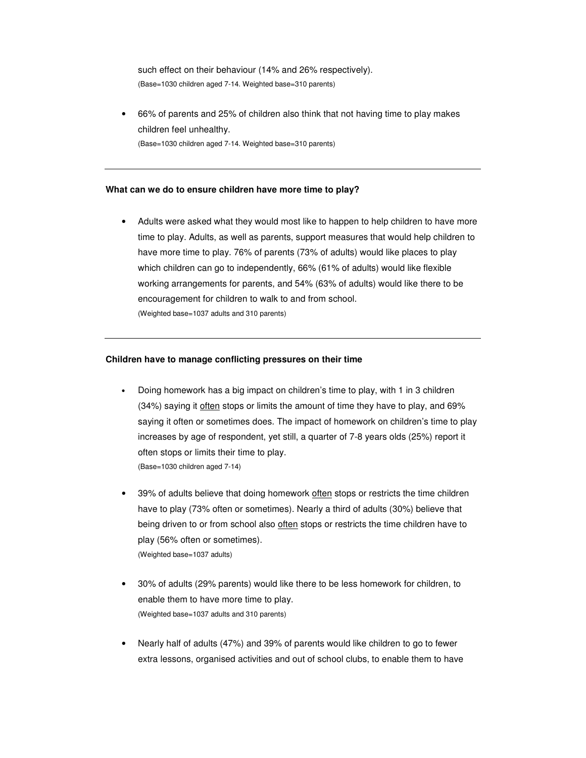such effect on their behaviour (14% and 26% respectively).
(Base=1030 children aged 7-14. Weighted base=310 parents)

- 66% of parents and 25% of children also think that not having time to play makes children feel unhealthy.
(Base=1030 children aged 7-14. Weighted base=310 parents)

---

**What can we do to ensure children have more time to play?**

- Adults were asked what they would most like to happen to help children to have more time to play. Adults, as well as parents, support measures that would help children to have more time to play. 76% of parents (73% of adults) would like places to play which children can go to independently, 66% (61% of adults) would like flexible working arrangements for parents, and 54% (63% of adults) would like there to be encouragement for children to walk to and from school.
(Weighted base=1037 adults and 310 parents)

---

**Children have to manage conflicting pressures on their time**

- Doing homework has a big impact on children's time to play, with 1 in 3 children (34%) saying it <u>often</u> stops or limits the amount of time they have to play, and 69% saying it often or sometimes does. The impact of homework on children's time to play increases by age of respondent, yet still, a quarter of 7-8 years olds (25%) report it often stops or limits their time to play.
(Base=1030 children aged 7-14)

- 39% of adults believe that doing homework <u>often</u> stops or restricts the time children have to play (73% often or sometimes). Nearly a third of adults (30%) believe that being driven to or from school also <u>often</u> stops or restricts the time children have to play (56% often or sometimes).
(Weighted base=1037 adults)

- 30% of adults (29% parents) would like there to be less homework for children, to enable them to have more time to play.
(Weighted base=1037 adults and 310 parents)

- Nearly half of adults (47%) and 39% of parents would like children to go to fewer extra lessons, organised activities and out of school clubs, to enable them to have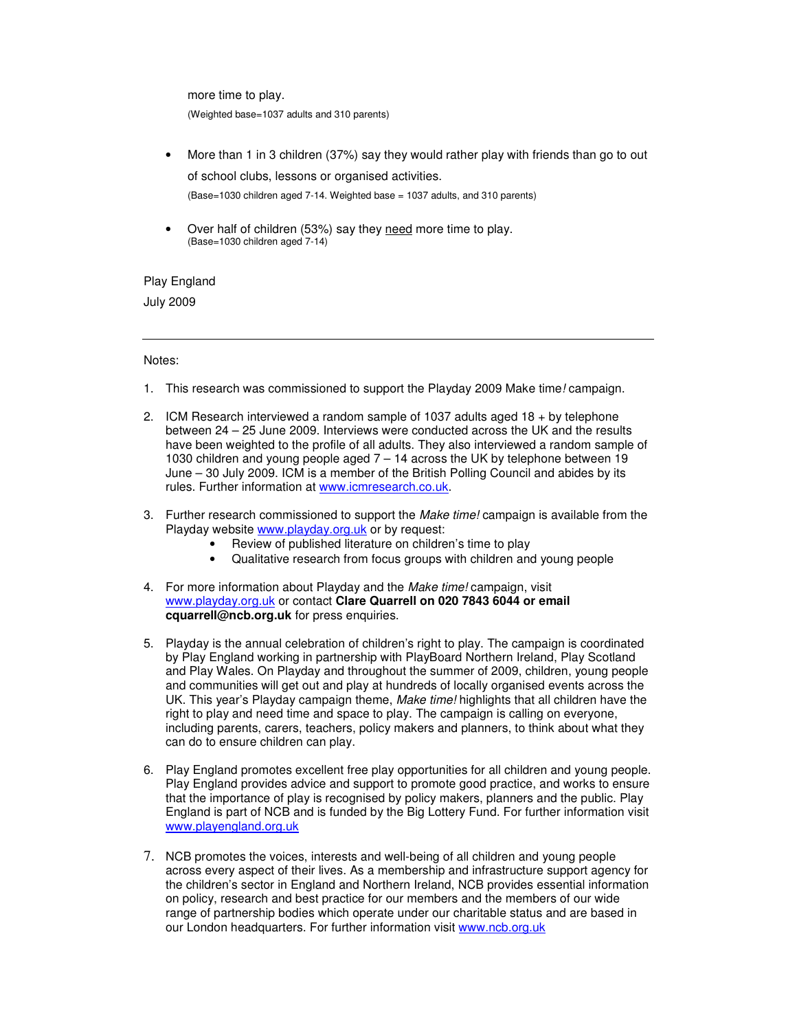more time to play.

(Weighted base=1037 adults and 310 parents)

- More than 1 in 3 children (37%) say they would rather play with friends than go to out of school clubs, lessons or organised activities.

  (Base=1030 children aged 7-14. Weighted base = 1037 adults, and 310 parents)

- Over half of children (53%) say they need more time to play.

  (Base=1030 children aged 7-14)

Play England

July 2009

---

Notes:

1. This research was commissioned to support the Playday 2009 Make time*!* campaign.

2. ICM Research interviewed a random sample of 1037 adults aged 18 + by telephone between 24 – 25 June 2009. Interviews were conducted across the UK and the results have been weighted to the profile of all adults. They also interviewed a random sample of 1030 children and young people aged 7 – 14 across the UK by telephone between 19 June – 30 July 2009. ICM is a member of the British Polling Council and abides by its rules. Further information at www.icmresearch.co.uk.

3. Further research commissioned to support the *Make time!* campaign is available from the Playday website www.playday.org.uk or by request:
   - Review of published literature on children's time to play
   - Qualitative research from focus groups with children and young people

4. For more information about Playday and the *Make time!* campaign, visit www.playday.org.uk or contact **Clare Quarrell on 020 7843 6044 or email cquarrell@ncb.org.uk** for press enquiries.

5. Playday is the annual celebration of children's right to play. The campaign is coordinated by Play England working in partnership with PlayBoard Northern Ireland, Play Scotland and Play Wales. On Playday and throughout the summer of 2009, children, young people and communities will get out and play at hundreds of locally organised events across the UK. This year's Playday campaign theme, *Make time!* highlights that all children have the right to play and need time and space to play. The campaign is calling on everyone, including parents, carers, teachers, policy makers and planners, to think about what they can do to ensure children can play.

6. Play England promotes excellent free play opportunities for all children and young people. Play England provides advice and support to promote good practice, and works to ensure that the importance of play is recognised by policy makers, planners and the public. Play England is part of NCB and is funded by the Big Lottery Fund. For further information visit www.playengland.org.uk

7. NCB promotes the voices, interests and well-being of all children and young people across every aspect of their lives. As a membership and infrastructure support agency for the children's sector in England and Northern Ireland, NCB provides essential information on policy, research and best practice for our members and the members of our wide range of partnership bodies which operate under our charitable status and are based in our London headquarters. For further information visit www.ncb.org.uk